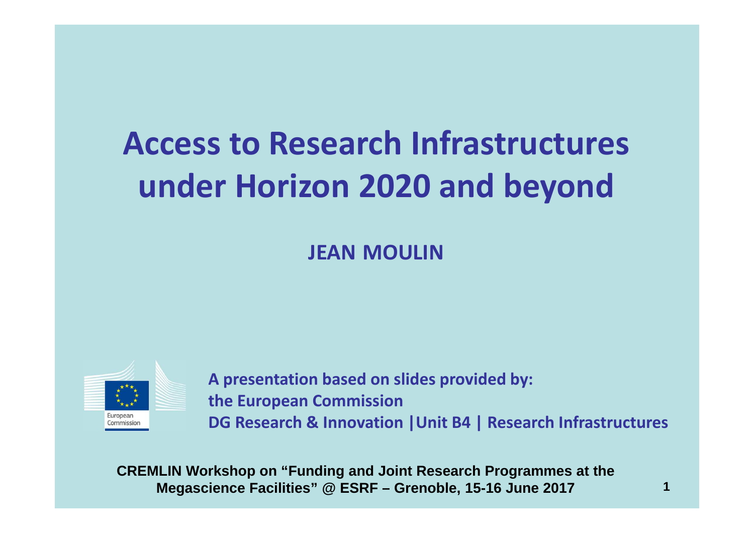# Access to Research Infrastructures under Horizon 2020 and beyond

**JEAN MOULIN**

European Commission

**A presentation based on slides provided by:**
**the European Commission**
**DG Research & Innovation |Unit B4 | Research Infrastructures**

**CREMLIN Workshop on "Funding and Joint Research Programmes at the Megascience Facilities" @ ESRF – Grenoble, 15-16 June 2017**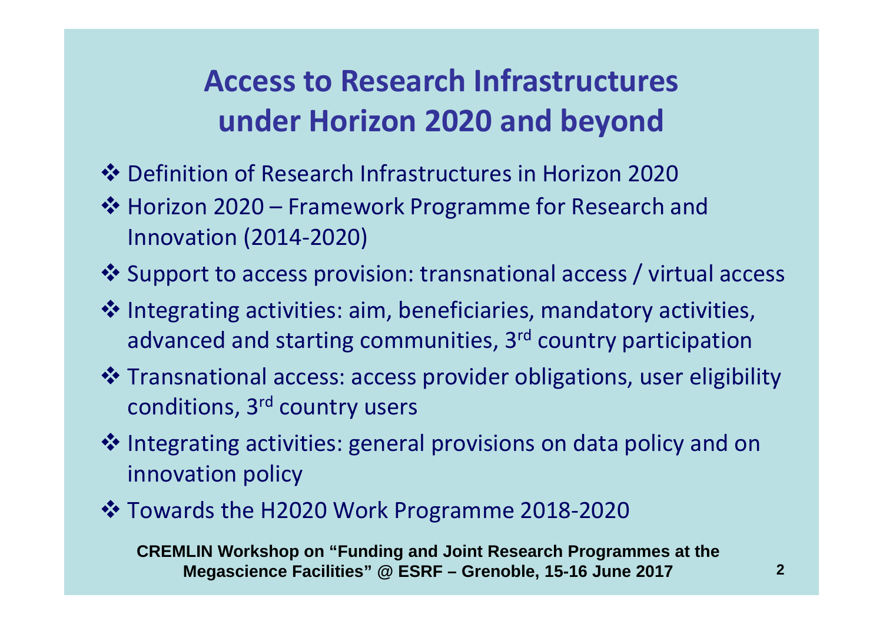# Access to Research Infrastructures under Horizon 2020 and beyond

- Definition of Research Infrastructures in Horizon 2020
- Horizon 2020 – Framework Programme for Research and Innovation (2014-2020)
- Support to access provision: transnational access / virtual access
- Integrating activities: aim, beneficiaries, mandatory activities, advanced and starting communities, 3rd country participation
- Transnational access: access provider obligations, user eligibility conditions, 3rd country users
- Integrating activities: general provisions on data policy and on innovation policy
- Towards the H2020 Work Programme 2018-2020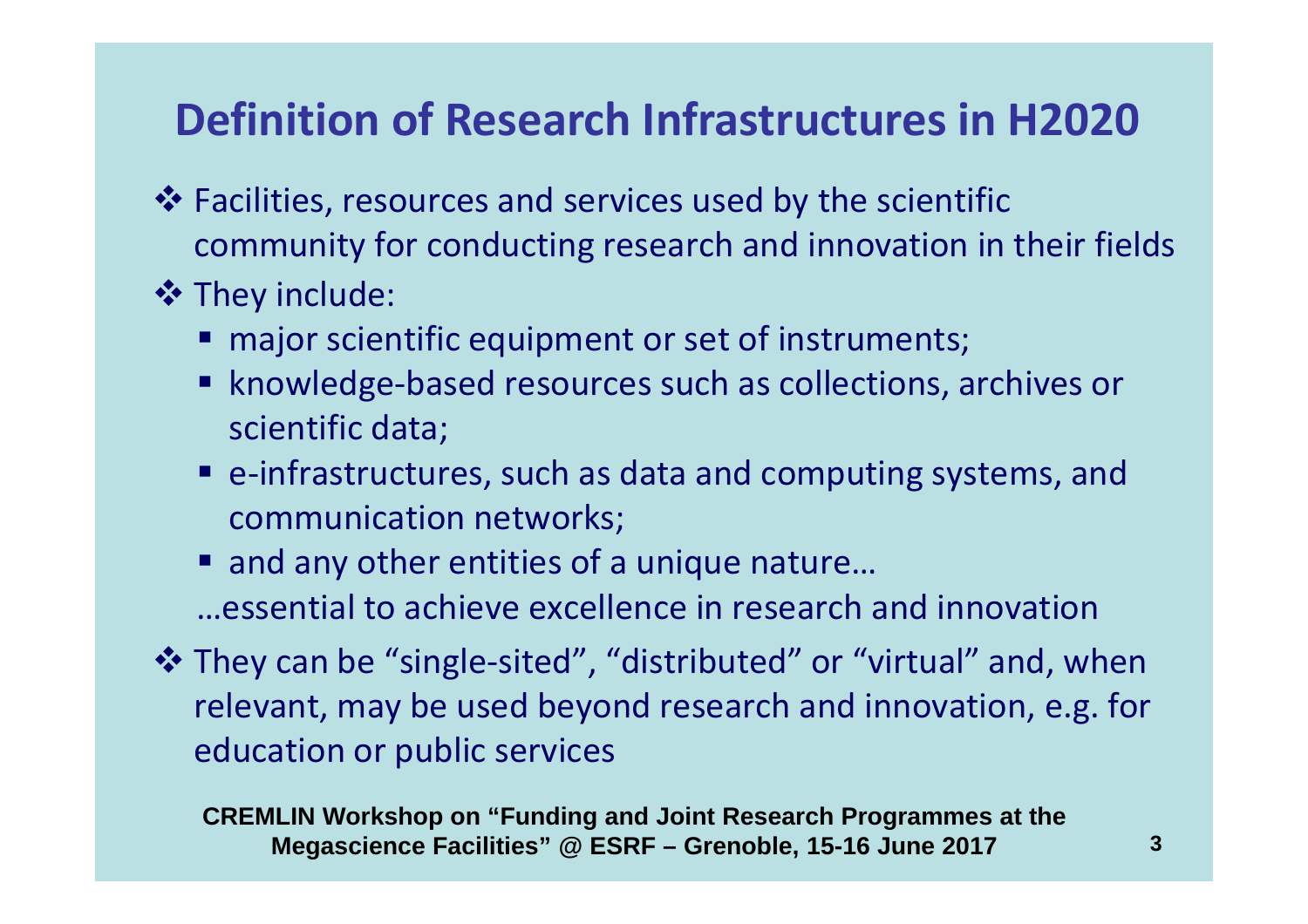# Definition of Research Infrastructures in H2020

- Facilities, resources and services used by the scientific community for conducting research and innovation in their fields
- They include:
  - major scientific equipment or set of instruments;
  - knowledge-based resources such as collections, archives or scientific data;
  - e-infrastructures, such as data and computing systems, and communication networks;
  - and any other entities of a unique nature…

  …essential to achieve excellence in research and innovation
- They can be “single-sited”, “distributed” or “virtual” and, when relevant, may be used beyond research and innovation, e.g. for education or public services

**CREMLIN Workshop on “Funding and Joint Research Programmes at the Megascience Facilities” @ ESRF – Grenoble, 15-16 June 2017**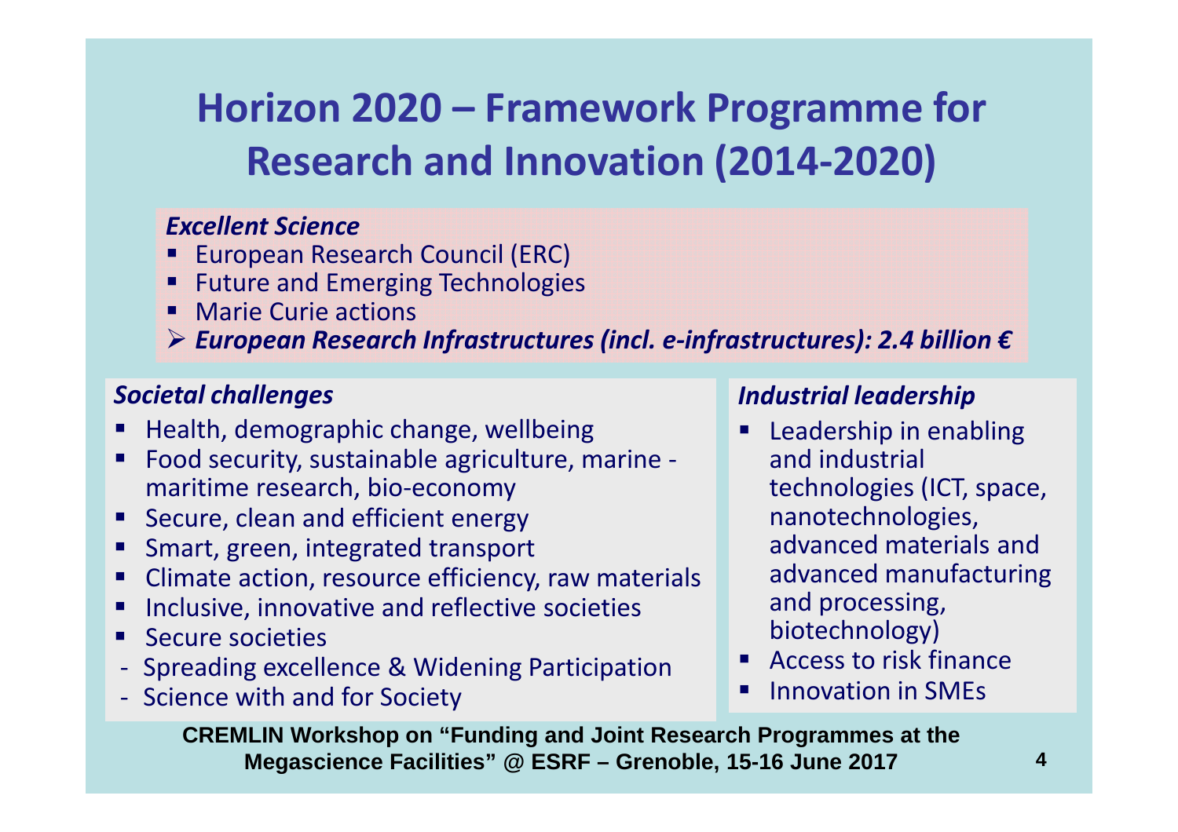# Horizon 2020 – Framework Programme for Research and Innovation (2014-2020)

***Excellent Science***

- European Research Council (ERC)
- Future and Emerging Technologies
- Marie Curie actions
- ***European Research Infrastructures (incl. e-infrastructures): 2.4 billion €***

***Societal challenges***

- Health, demographic change, wellbeing
- Food security, sustainable agriculture, marine - maritime research, bio-economy
- Secure, clean and efficient energy
- Smart, green, integrated transport
- Climate action, resource efficiency, raw materials
- Inclusive, innovative and reflective societies
- Secure societies

- Spreading excellence & Widening Participation
- Science with and for Society

***Industrial leadership***

- Leadership in enabling and industrial technologies (ICT, space, nanotechnologies, advanced materials and advanced manufacturing and processing, biotechnology)
- Access to risk finance
- Innovation in SMEs

**CREMLIN Workshop on "Funding and Joint Research Programmes at the Megascience Facilities" @ ESRF – Grenoble, 15-16 June 2017**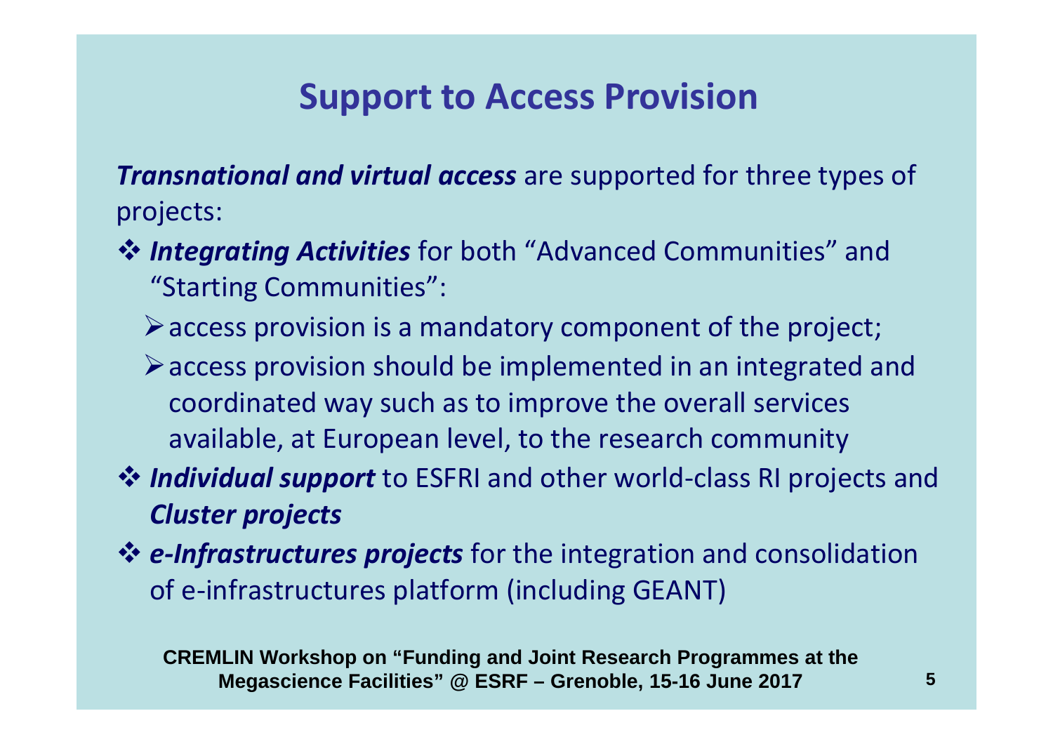# Support to Access Provision

***Transnational and virtual access*** are supported for three types of projects:

- ***Integrating Activities*** for both “Advanced Communities” and “Starting Communities”:
  - access provision is a mandatory component of the project;
  - access provision should be implemented in an integrated and coordinated way such as to improve the overall services available, at European level, to the research community
- ***Individual support*** to ESFRI and other world-class RI projects and ***Cluster projects***
- ***e-Infrastructures projects*** for the integration and consolidation of e-infrastructures platform (including GEANT)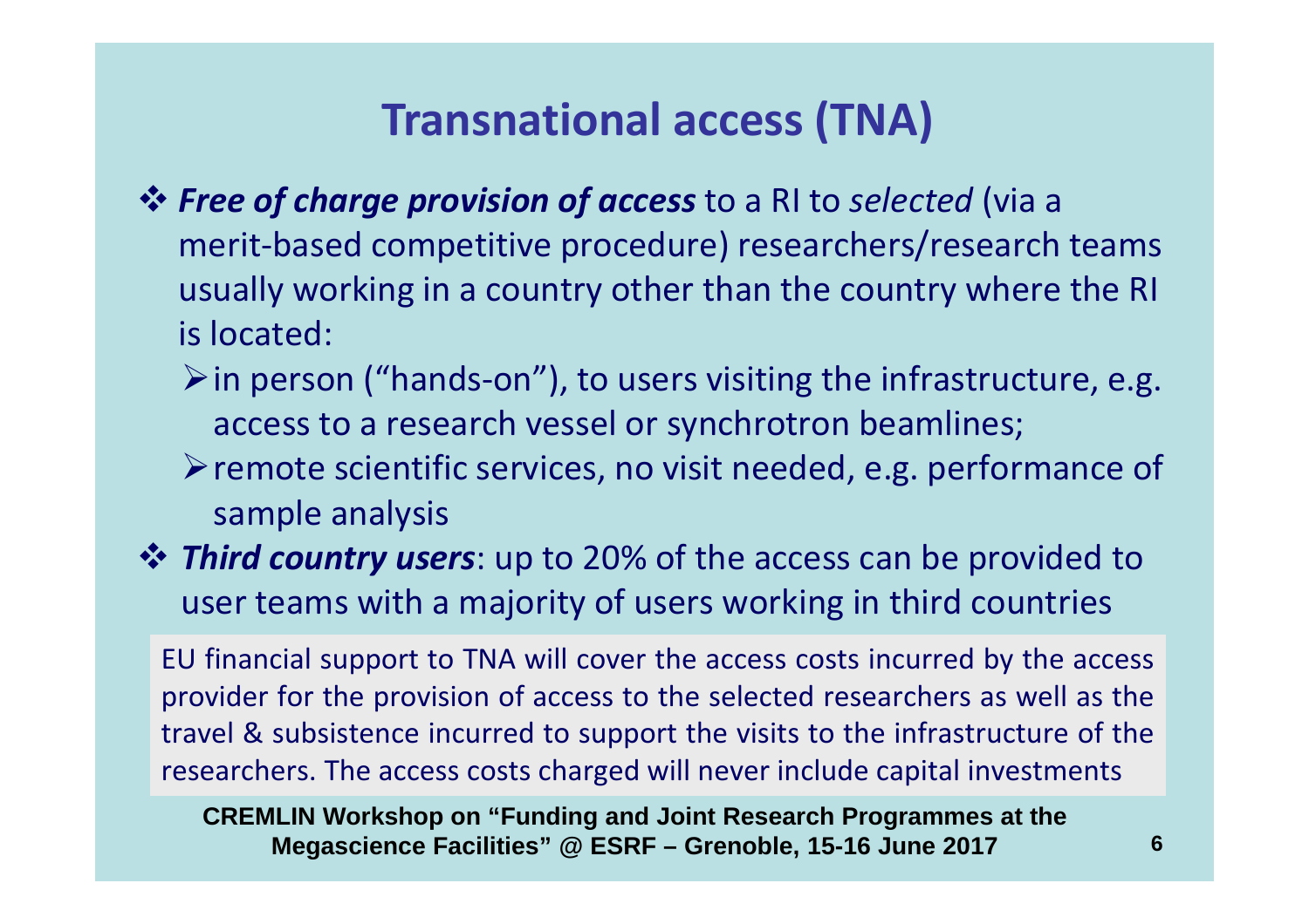# Transnational access (TNA)

- ***Free of charge provision of access*** to a RI to *selected* (via a merit-based competitive procedure) researchers/research teams usually working in a country other than the country where the RI is located:
  - in person ("hands-on"), to users visiting the infrastructure, e.g. access to a research vessel or synchrotron beamlines;
  - remote scientific services, no visit needed, e.g. performance of sample analysis
- ***Third country users***: up to 20% of the access can be provided to user teams with a majority of users working in third countries

EU financial support to TNA will cover the access costs incurred by the access provider for the provision of access to the selected researchers as well as the travel & subsistence incurred to support the visits to the infrastructure of the researchers. The access costs charged will never include capital investments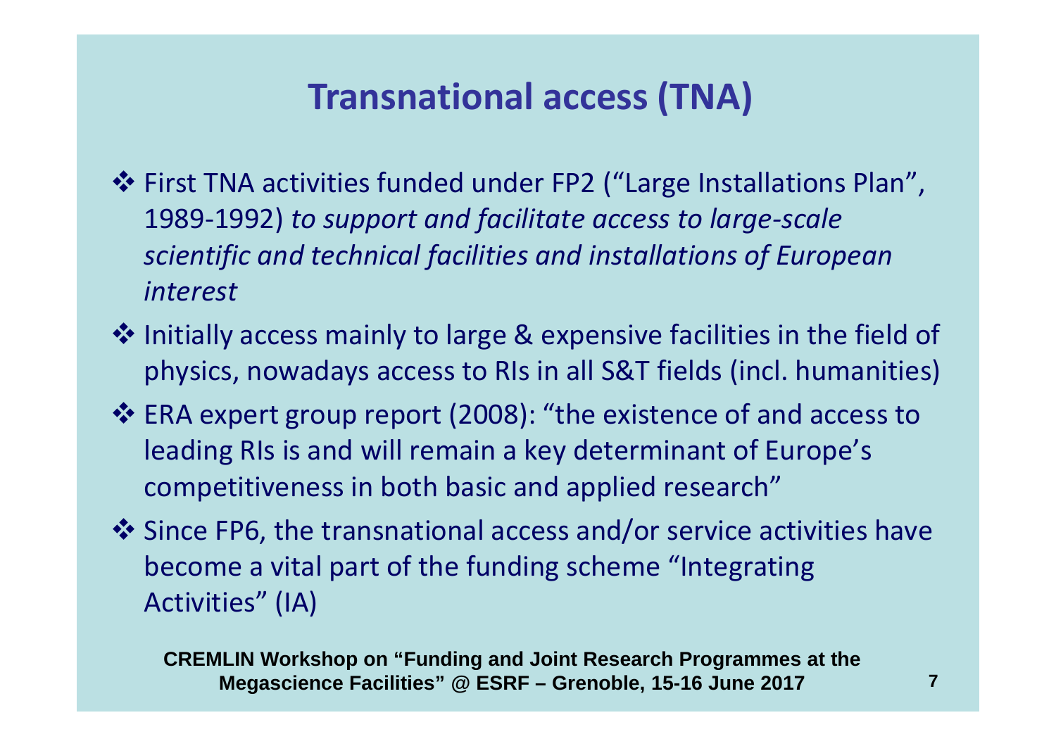# Transnational access (TNA)

- First TNA activities funded under FP2 (“Large Installations Plan”, 1989-1992) *to support and facilitate access to large-scale scientific and technical facilities and installations of European interest*
- Initially access mainly to large & expensive facilities in the field of physics, nowadays access to RIs in all S&T fields (incl. humanities)
- ERA expert group report (2008): “the existence of and access to leading RIs is and will remain a key determinant of Europe’s competitiveness in both basic and applied research”
- Since FP6, the transnational access and/or service activities have become a vital part of the funding scheme “Integrating Activities” (IA)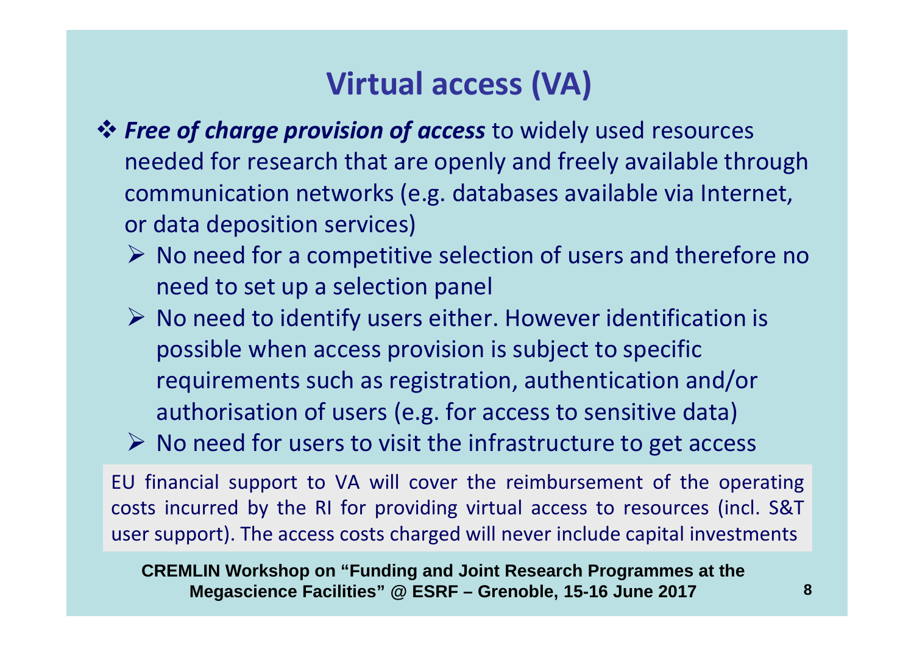# Virtual access (VA)

- ***Free of charge provision of access*** to widely used resources needed for research that are openly and freely available through communication networks (e.g. databases available via Internet, or data deposition services)
  - No need for a competitive selection of users and therefore no need to set up a selection panel
  - No need to identify users either. However identification is possible when access provision is subject to specific requirements such as registration, authentication and/or authorisation of users (e.g. for access to sensitive data)
  - No need for users to visit the infrastructure to get access

EU financial support to VA will cover the reimbursement of the operating costs incurred by the RI for providing virtual access to resources (incl. S&T user support). The access costs charged will never include capital investments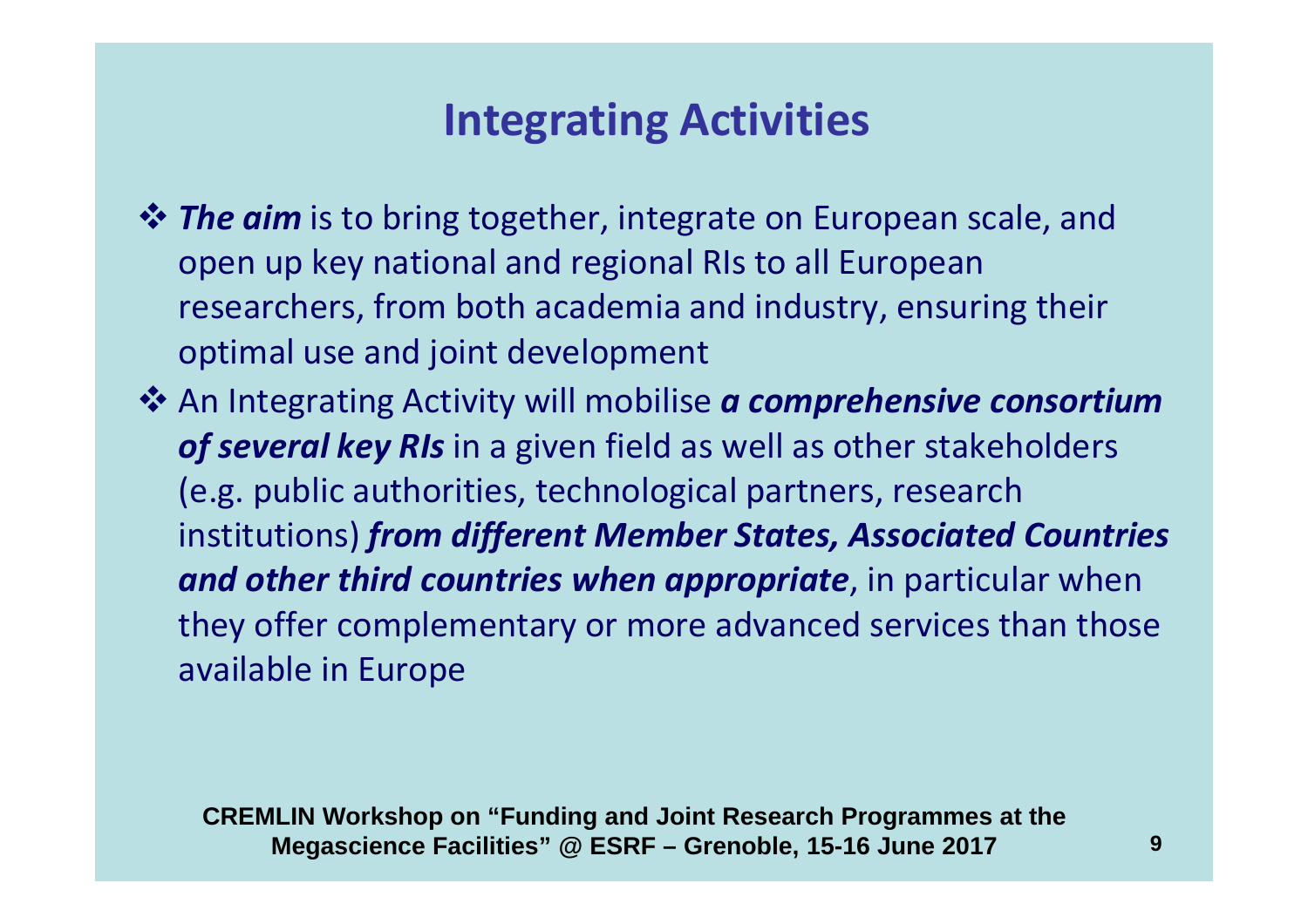# Integrating Activities

- ***The aim*** is to bring together, integrate on European scale, and open up key national and regional RIs to all European researchers, from both academia and industry, ensuring their optimal use and joint development
- An Integrating Activity will mobilise ***a comprehensive consortium of several key RIs*** in a given field as well as other stakeholders (e.g. public authorities, technological partners, research institutions) ***from different Member States, Associated Countries and other third countries when appropriate***, in particular when they offer complementary or more advanced services than those available in Europe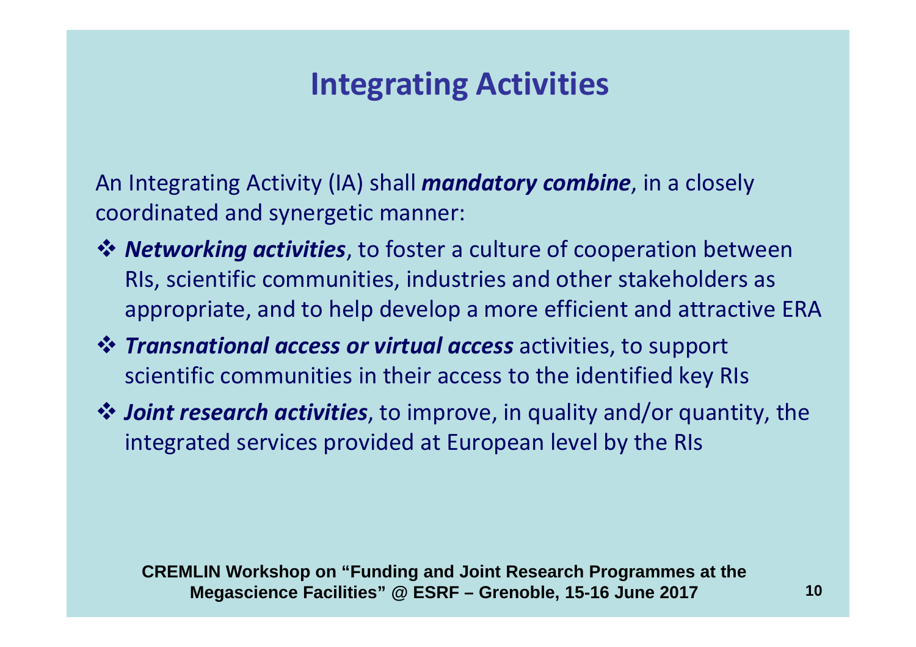# Integrating Activities

An Integrating Activity (IA) shall ***mandatory combine***, in a closely coordinated and synergetic manner:

- ***Networking activities***, to foster a culture of cooperation between RIs, scientific communities, industries and other stakeholders as appropriate, and to help develop a more efficient and attractive ERA
- ***Transnational access or virtual access*** activities, to support scientific communities in their access to the identified key RIs
- ***Joint research activities***, to improve, in quality and/or quantity, the integrated services provided at European level by the RIs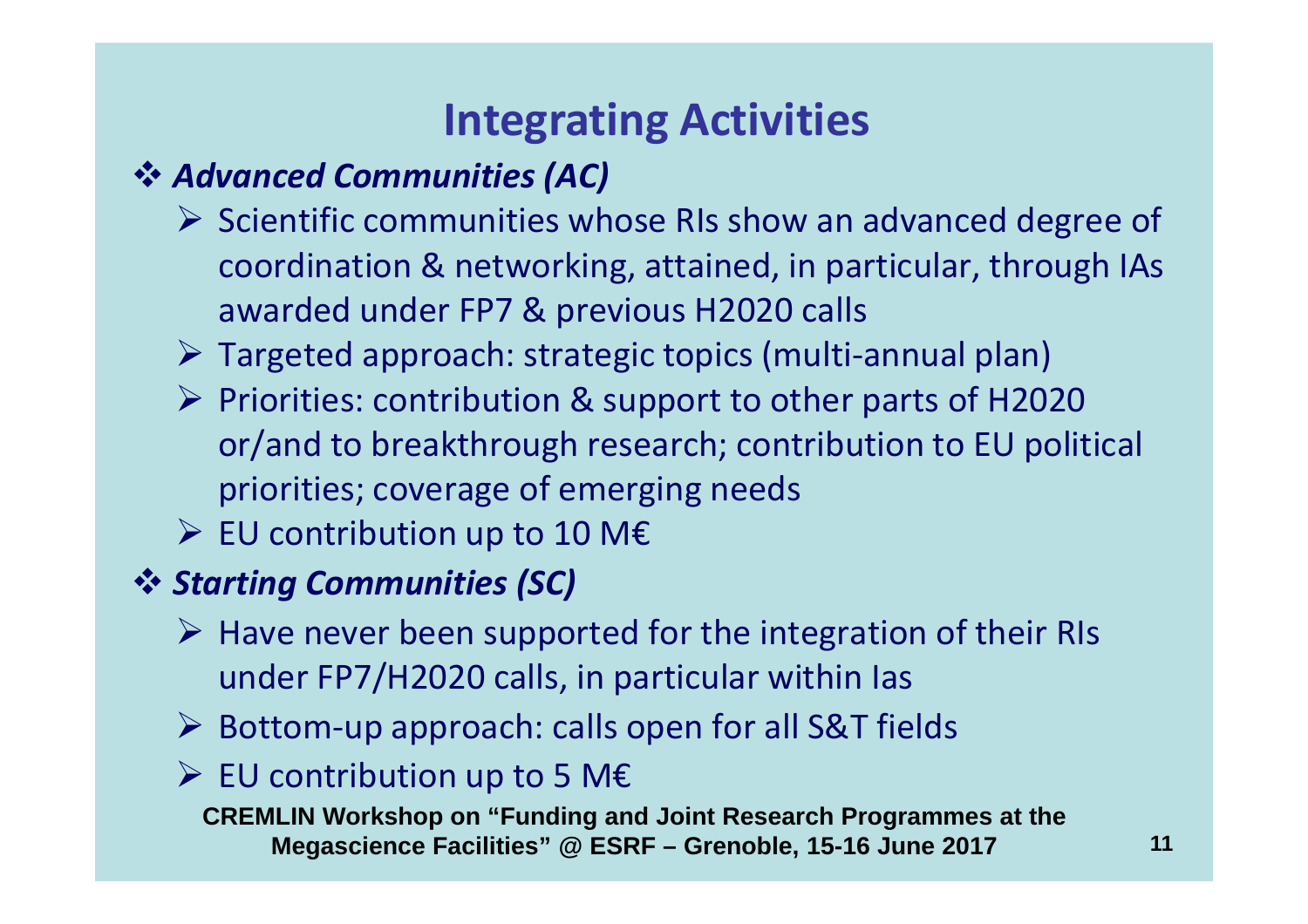# Integrating Activities

- ***Advanced Communities (AC)***
  - Scientific communities whose RIs show an advanced degree of coordination & networking, attained, in particular, through IAs awarded under FP7 & previous H2020 calls
  - Targeted approach: strategic topics (multi-annual plan)
  - Priorities: contribution & support to other parts of H2020 or/and to breakthrough research; contribution to EU political priorities; coverage of emerging needs
  - EU contribution up to 10 M€
- ***Starting Communities (SC)***
  - Have never been supported for the integration of their RIs under FP7/H2020 calls, in particular within Ias
  - Bottom-up approach: calls open for all S&T fields
  - EU contribution up to 5 M€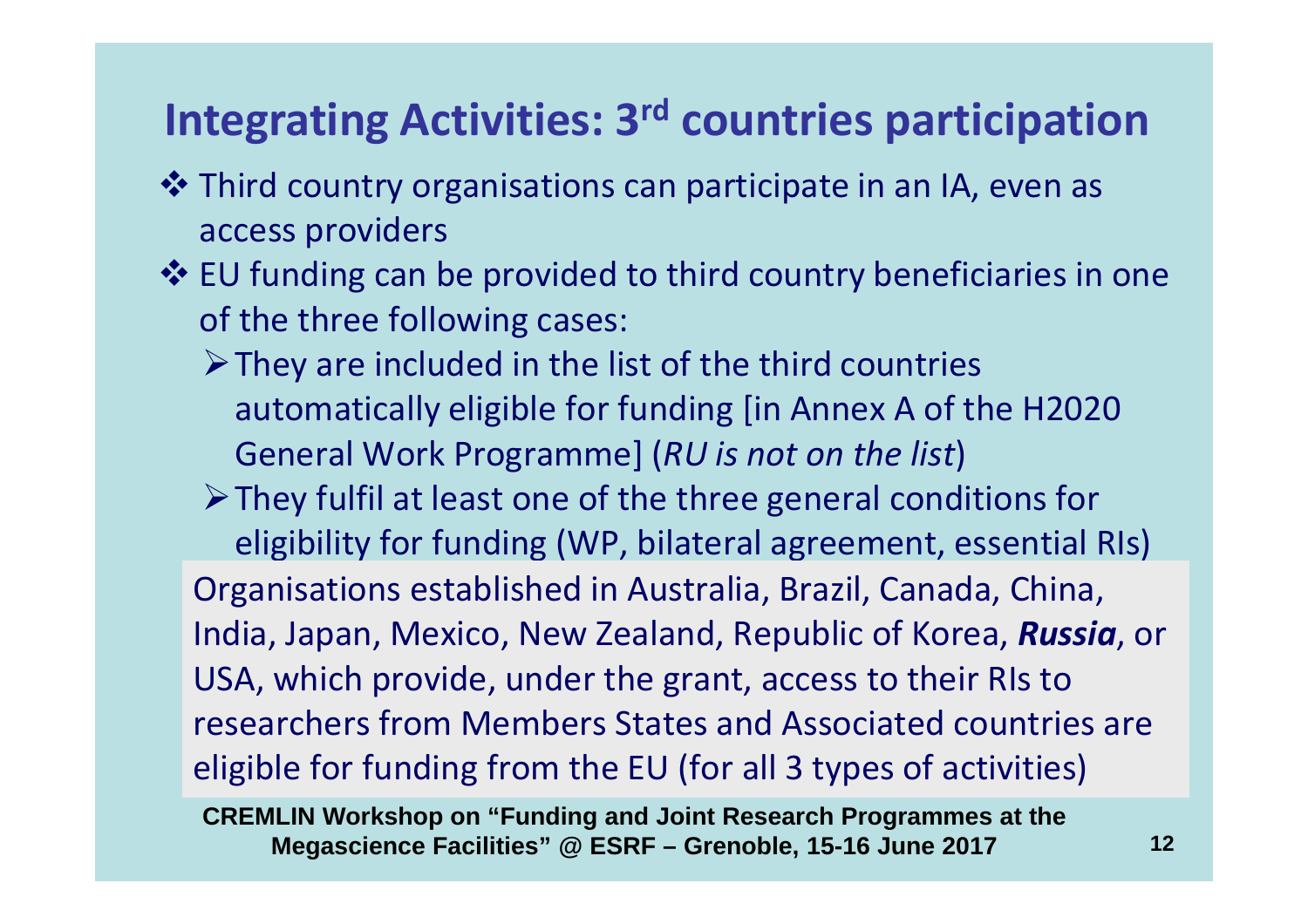# Integrating Activities: 3rd countries participation

- Third country organisations can participate in an IA, even as access providers
- EU funding can be provided to third country beneficiaries in one of the three following cases:
  - They are included in the list of the third countries automatically eligible for funding [in Annex A of the H2020 General Work Programme] (*RU is not on the list*)
  - They fulfil at least one of the three general conditions for eligibility for funding (WP, bilateral agreement, essential RIs)

Organisations established in Australia, Brazil, Canada, China, India, Japan, Mexico, New Zealand, Republic of Korea, ***Russia***, or USA, which provide, under the grant, access to their RIs to researchers from Members States and Associated countries are eligible for funding from the EU (for all 3 types of activities)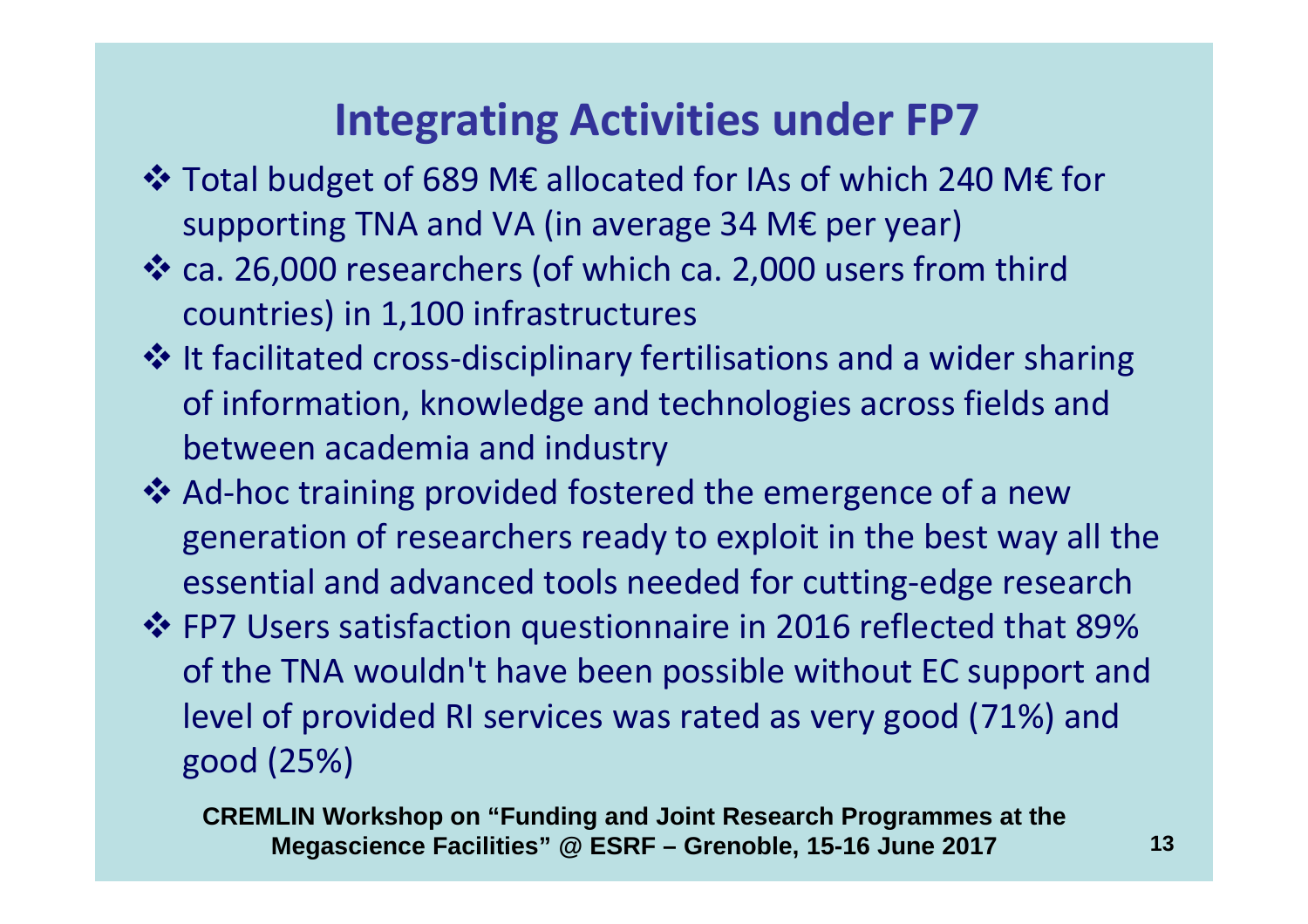# Integrating Activities under FP7

- Total budget of 689 M€ allocated for IAs of which 240 M€ for supporting TNA and VA (in average 34 M€ per year)
- ca. 26,000 researchers (of which ca. 2,000 users from third countries) in 1,100 infrastructures
- It facilitated cross-disciplinary fertilisations and a wider sharing of information, knowledge and technologies across fields and between academia and industry
- Ad-hoc training provided fostered the emergence of a new generation of researchers ready to exploit in the best way all the essential and advanced tools needed for cutting-edge research
- FP7 Users satisfaction questionnaire in 2016 reflected that 89% of the TNA wouldn't have been possible without EC support and level of provided RI services was rated as very good (71%) and good (25%)

**CREMLIN Workshop on "Funding and Joint Research Programmes at the Megascience Facilities" @ ESRF – Grenoble, 15-16 June 2017**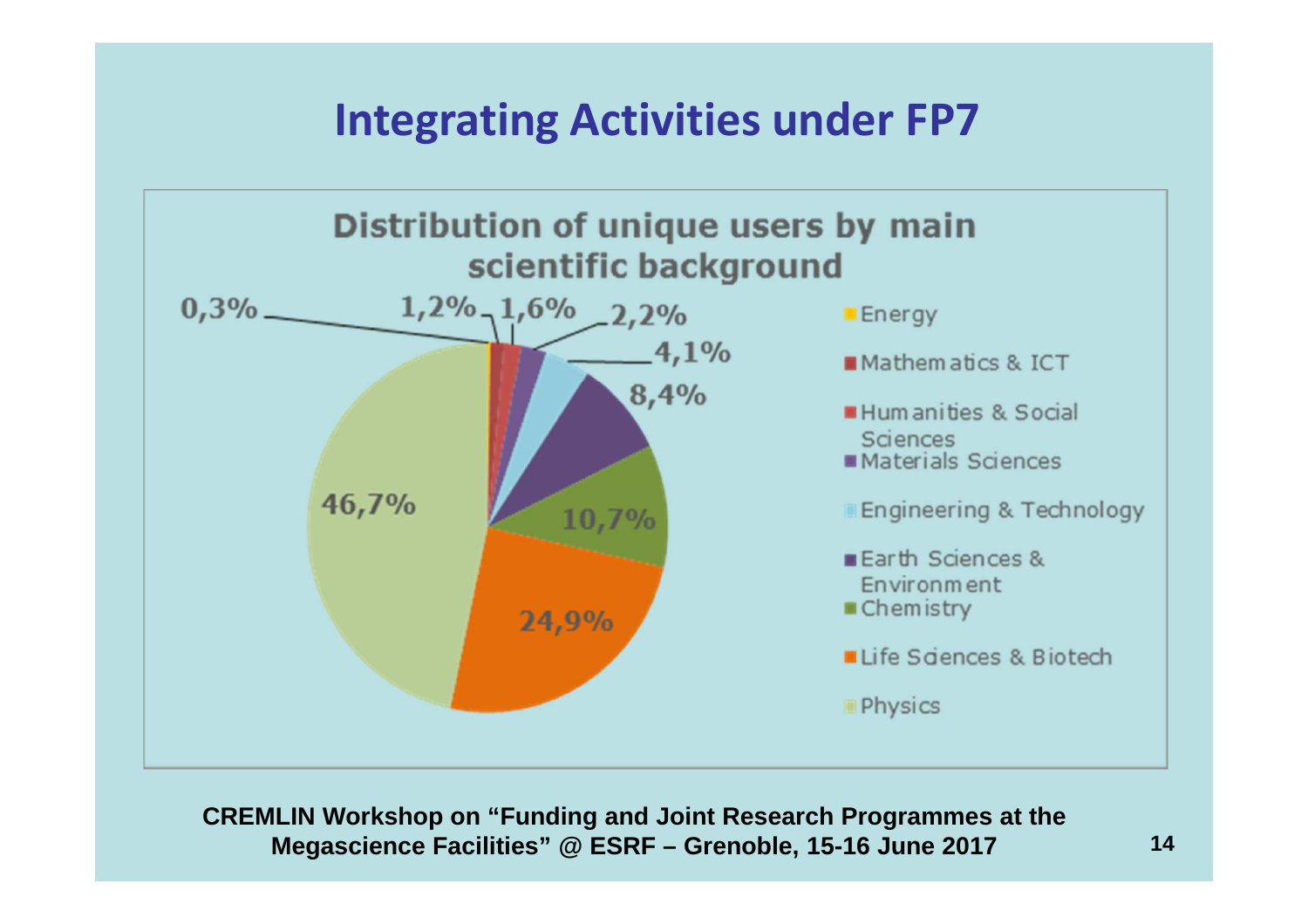# Integrating Activities under FP7

**Distribution of unique users by main scientific background**

| Scientific background | Share |
|---|---|
| Energy | 0,3% |
| Mathematics & ICT | 1,2% |
| Humanities & Social Sciences | 1,6% |
| Materials Sciences | 2,2% |
| Engineering & Technology | 4,1% |
| Earth Sciences & Environment | 8,4% |
| Chemistry | 10,7% |
| Life Sciences & Biotech | 24,9% |
| Physics | 46,7% |

CREMLIN Workshop on "Funding and Joint Research Programmes at the Megascience Facilities" @ ESRF – Grenoble, 15-16 June 2017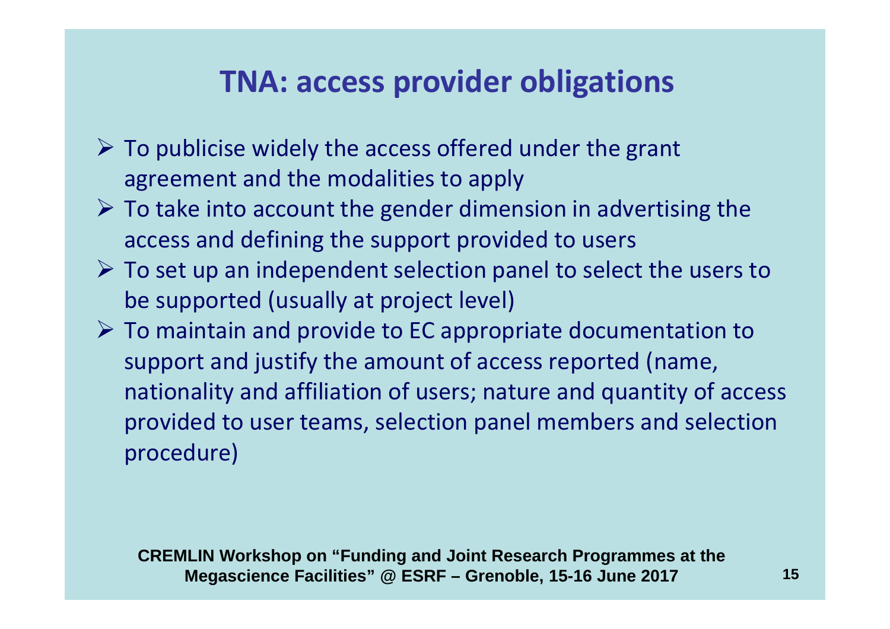# TNA: access provider obligations

- To publicise widely the access offered under the grant agreement and the modalities to apply
- To take into account the gender dimension in advertising the access and defining the support provided to users
- To set up an independent selection panel to select the users to be supported (usually at project level)
- To maintain and provide to EC appropriate documentation to support and justify the amount of access reported (name, nationality and affiliation of users; nature and quantity of access provided to user teams, selection panel members and selection procedure)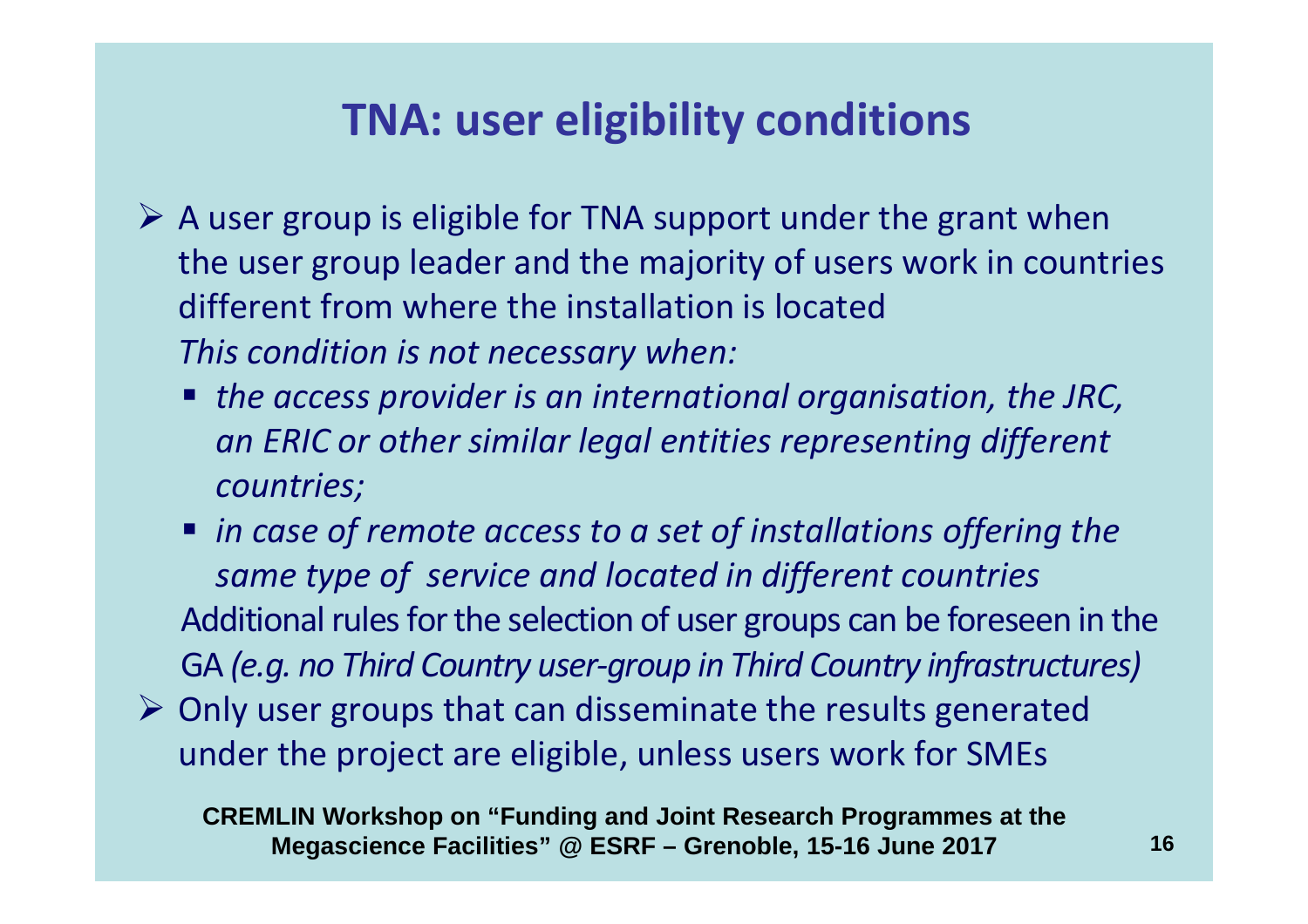# TNA: user eligibility conditions

- A user group is eligible for TNA support under the grant when the user group leader and the majority of users work in countries different from where the installation is located
  *This condition is not necessary when:*
  - *the access provider is an international organisation, the JRC, an ERIC or other similar legal entities representing different countries;*
  - *in case of remote access to a set of installations offering the same type of service and located in different countries*

  Additional rules for the selection of user groups can be foreseen in the GA *(e.g. no Third Country user-group in Third Country infrastructures)*
- Only user groups that can disseminate the results generated under the project are eligible, unless users work for SMEs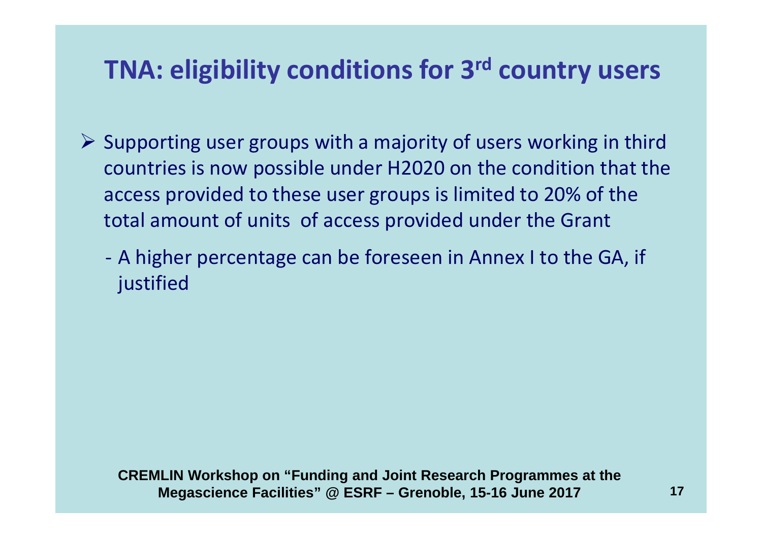# TNA: eligibility conditions for 3rd country users

- Supporting user groups with a majority of users working in third countries is now possible under H2020 on the condition that the access provided to these user groups is limited to 20% of the total amount of units of access provided under the Grant
  - A higher percentage can be foreseen in Annex I to the GA, if justified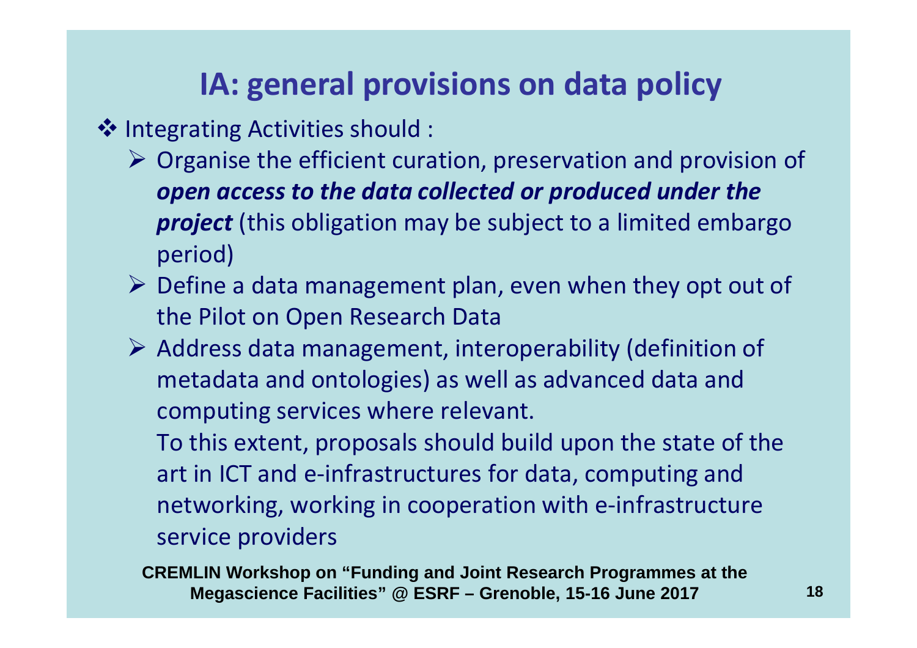# IA: general provisions on data policy

- Integrating Activities should :
  - Organise the efficient curation, preservation and provision of ***open access to the data collected or produced under the project*** (this obligation may be subject to a limited embargo period)
  - Define a data management plan, even when they opt out of the Pilot on Open Research Data
  - Address data management, interoperability (definition of metadata and ontologies) as well as advanced data and computing services where relevant.

    To this extent, proposals should build upon the state of the art in ICT and e-infrastructures for data, computing and networking, working in cooperation with e-infrastructure service providers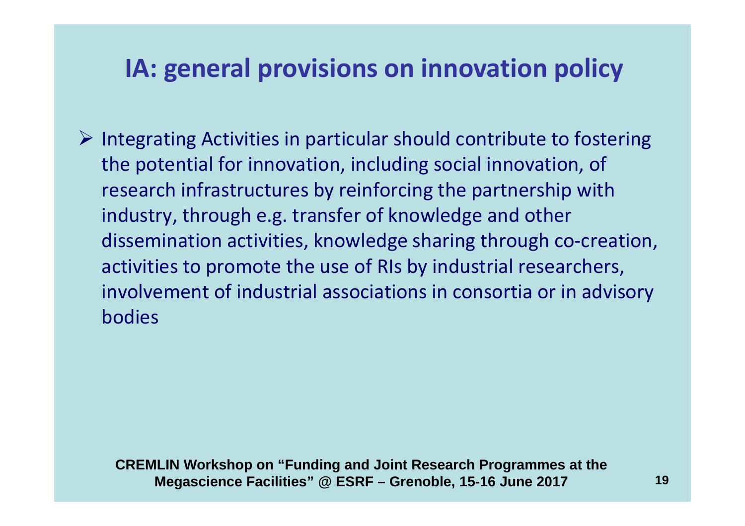# IA: general provisions on innovation policy

- Integrating Activities in particular should contribute to fostering the potential for innovation, including social innovation, of research infrastructures by reinforcing the partnership with industry, through e.g. transfer of knowledge and other dissemination activities, knowledge sharing through co-creation, activities to promote the use of RIs by industrial researchers, involvement of industrial associations in consortia or in advisory bodies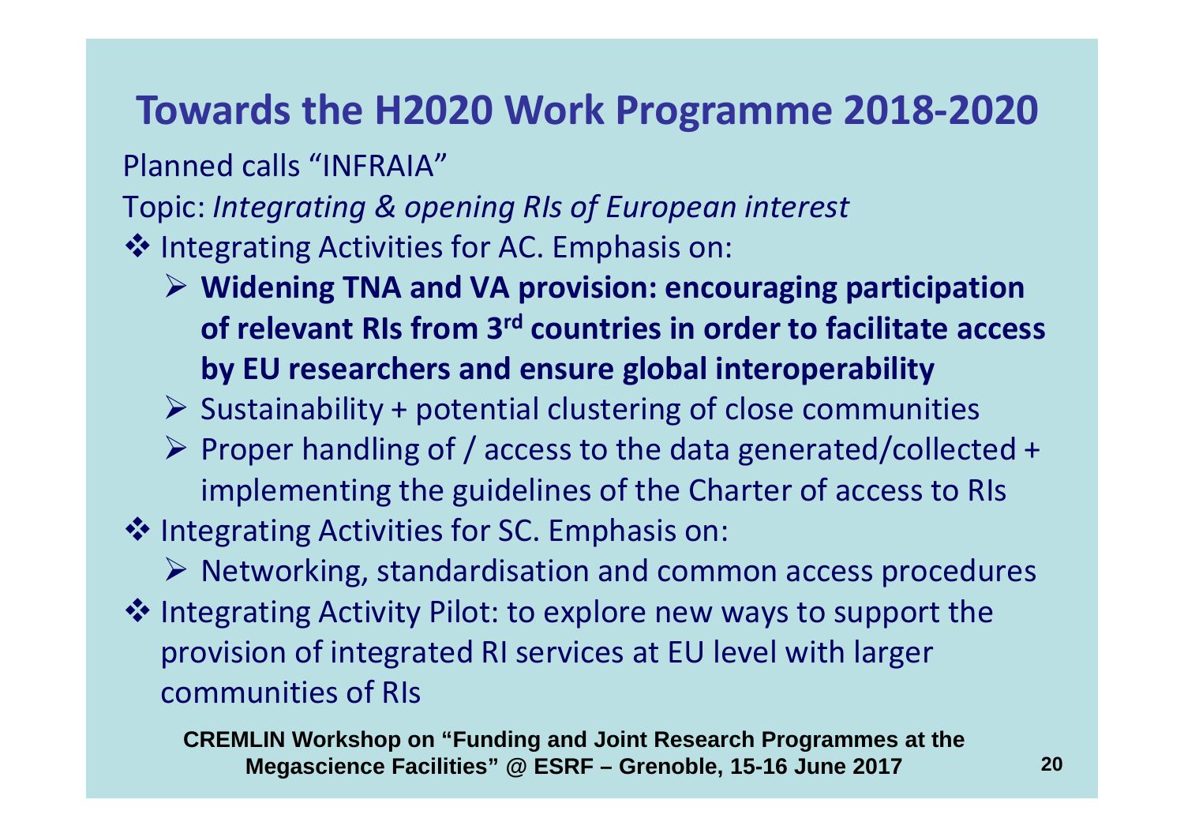# Towards the H2020 Work Programme 2018-2020

Planned calls "INFRAIA"

Topic: *Integrating & opening RIs of European interest*

- Integrating Activities for AC. Emphasis on:
  - **Widening TNA and VA provision: encouraging participation of relevant RIs from 3rd countries in order to facilitate access by EU researchers and ensure global interoperability**
  - Sustainability + potential clustering of close communities
  - Proper handling of / access to the data generated/collected + implementing the guidelines of the Charter of access to RIs
- Integrating Activities for SC. Emphasis on:
  - Networking, standardisation and common access procedures
- Integrating Activity Pilot: to explore new ways to support the provision of integrated RI services at EU level with larger communities of RIs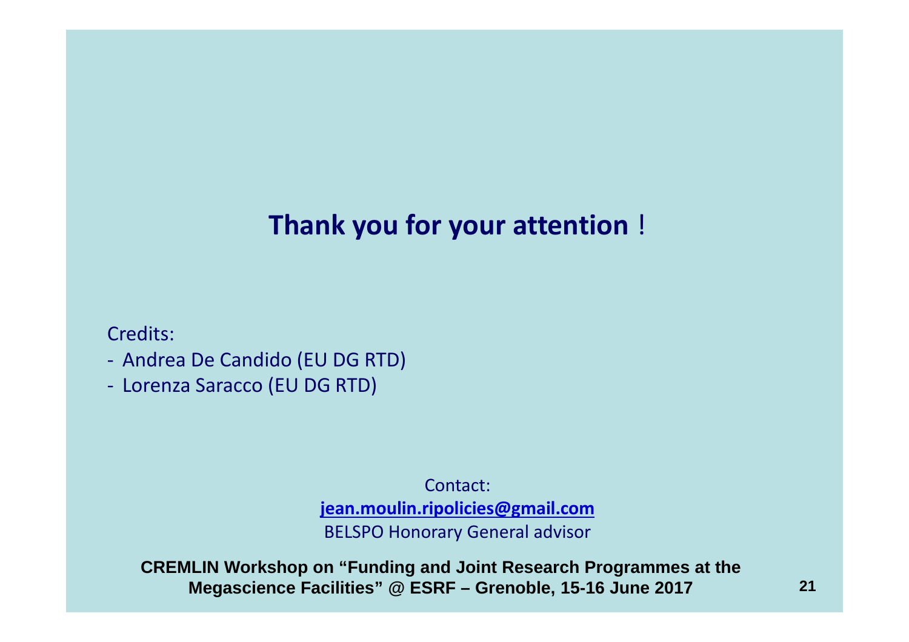**Thank you for your attention！**

Credits:

- Andrea De Candido (EU DG RTD)
- Lorenza Saracco (EU DG RTD)

Contact:

**jean.moulin.ripolicies@gmail.com**

BELSPO Honorary General advisor

**CREMLIN Workshop on "Funding and Joint Research Programmes at the Megascience Facilities" @ ESRF – Grenoble, 15-16 June 2017**